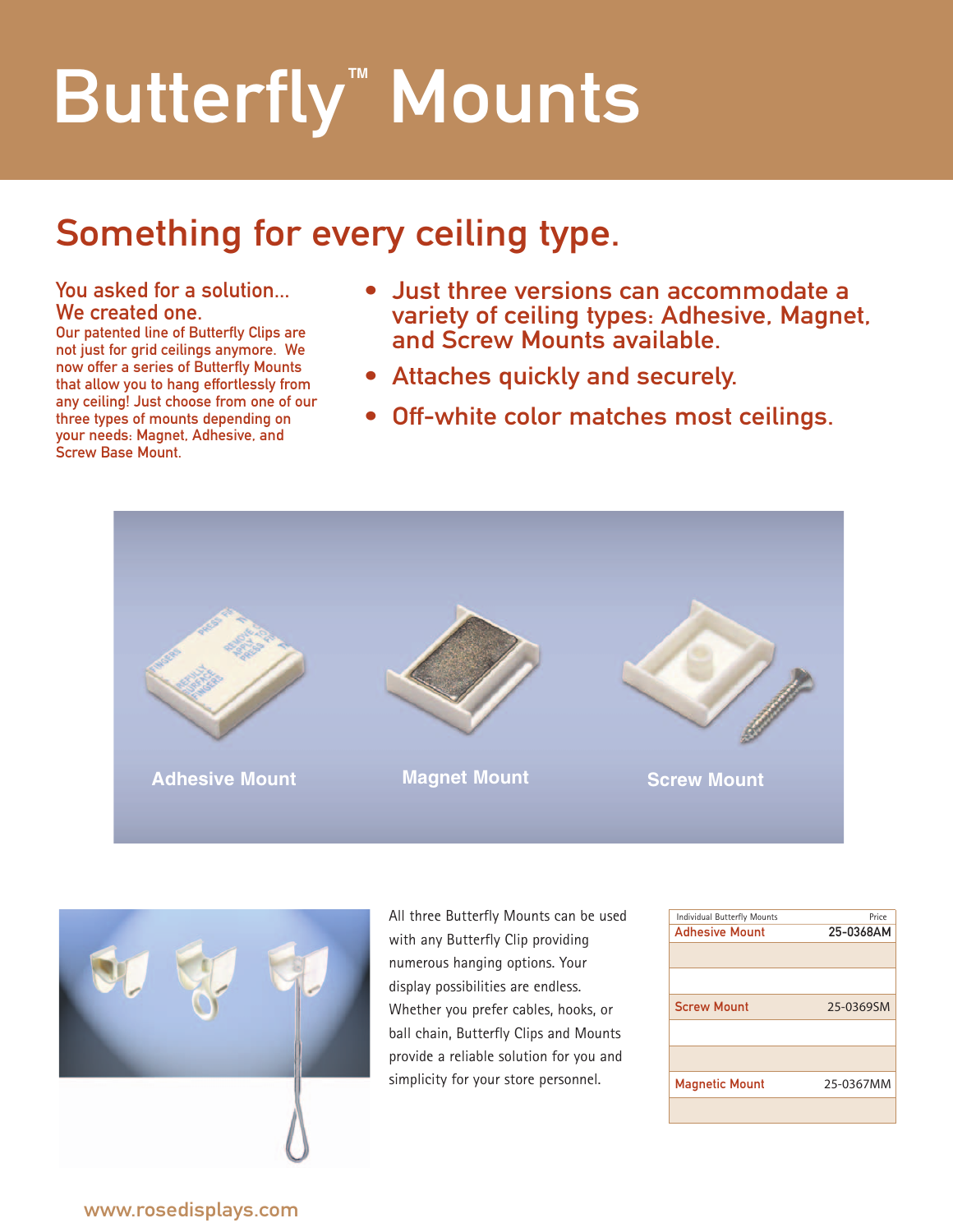# Butterfly™ Mounts

## Something for every ceiling type.

**You asked for a solution... We created one.**

Our patented line of Butterfly Clips are not just for grid ceilings anymore. We now offer a series of Butterfly Mounts that allow you to hang effortlessly from any ceiling! Just choose from one of our three types of mounts depending on your needs: Magnet, Adhesive, and Screw Base Mount.

- Just three versions can accommodate a variety of ceiling types: Adhesive, Magnet, and Screw Mounts available.
- Attaches quickly and securely.
- Off-white color matches most ceilings.

Adhesive Mount

Magnet Mount

Screw Mount

All three Butterfly Mounts can be used with any Butterfly Clip providing numerous hanging options. Your display possibilities are endless. Whether you prefer cables, hooks, or ball chain, Butterfly Clips and Mounts provide a reliable solution for you and simplicity for your store personnel.

| Individual Butterfly Mounts | Price |
|---|---|
| Adhesive Mount | 25-0368AM |
| | |
| | |
| Screw Mount | 25-0369SM |
| | |
| | |
| Magnetic Mount | 25-0367MM |
| | |

www.rosedisplays.com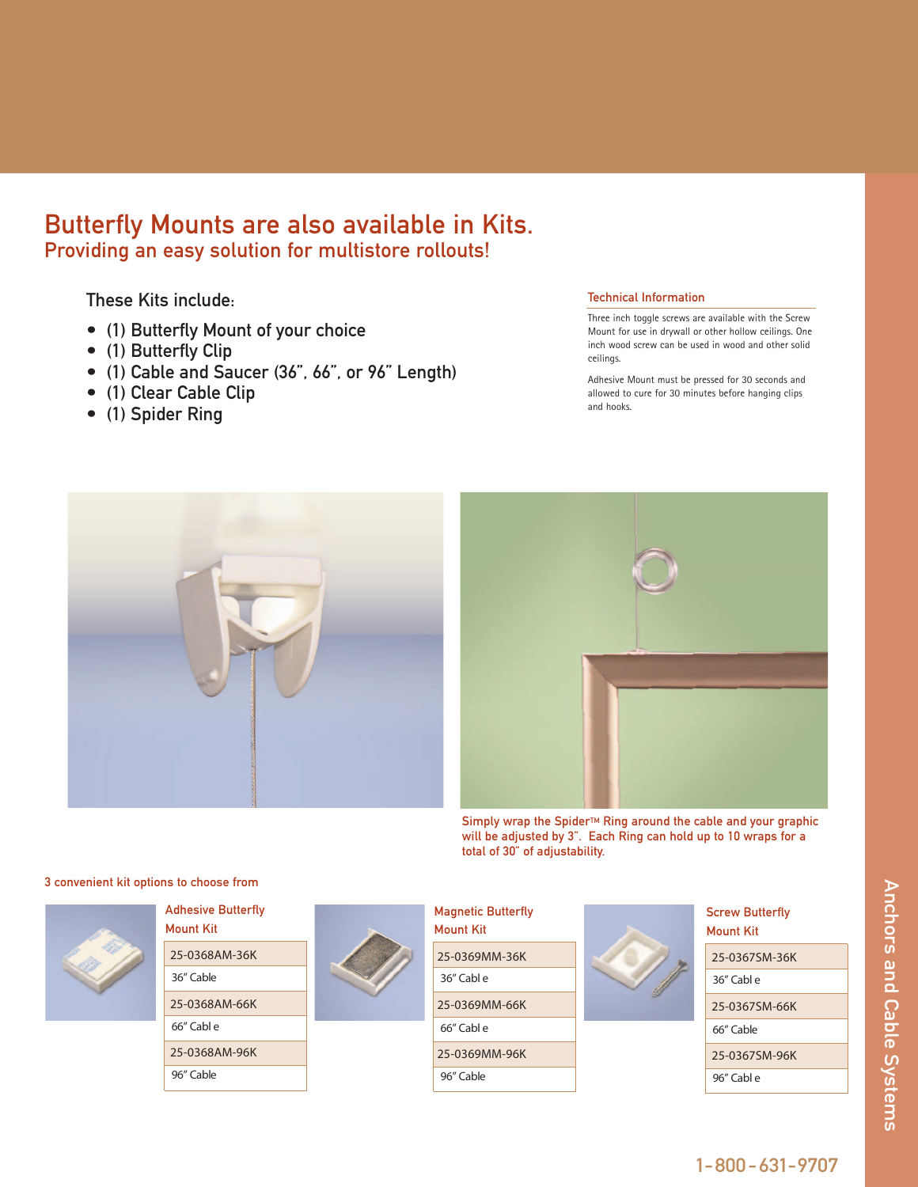# Butterfly Mounts are also available in Kits.

## Providing an easy solution for multistore rollouts!

These Kits include:

- (1) Butterfly Mount of your choice
- (1) Butterfly Clip
- (1) Cable and Saucer (36", 66", or 96" Length)
- (1) Clear Cable Clip
- (1) Spider Ring

### Technical Information

Three inch toggle screws are available with the Screw Mount for use in drywall or other hollow ceilings. One inch wood screw can be used in wood and other solid ceilings.

Adhesive Mount must be pressed for 30 seconds and allowed to cure for 30 minutes before hanging clips and hooks.

Simply wrap the Spider™ Ring around the cable and your graphic will be adjusted by 3". Each Ring can hold up to 10 wraps for a total of 30" of adjustability.

3 convenient kit options to choose from

**Adhesive Butterfly Mount Kit**

| | |
|---|---|
| 25-0368AM-36K | 36" Cable |
| 25-0368AM-66K | 66" Cable |
| 25-0368AM-96K | 96" Cable |

**Magnetic Butterfly Mount Kit**

| | |
|---|---|
| 25-0369MM-36K | 36" Cable |
| 25-0369MM-66K | 66" Cable |
| 25-0369MM-96K | 96" Cable |

**Screw Butterfly Mount Kit**

| | |
|---|---|
| 25-0367SM-36K | 36" Cable |
| 25-0367SM-66K | 66" Cable |
| 25-0367SM-96K | 96" Cable |

Anchors and Cable Systems

1-800-631-9707